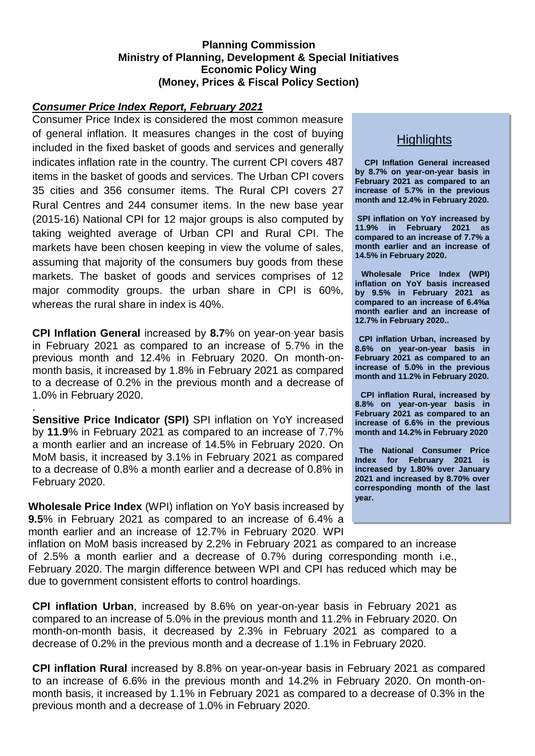**Planning Commission**
**Ministry of Planning, Development & Special Initiatives**
**Economic Policy Wing**
**(Money, Prices & Fiscal Policy Section)**

## ***Consumer Price Index Report, February 2021***

Consumer Price Index is considered the most common measure of general inflation. It measures changes in the cost of buying included in the fixed basket of goods and services and generally indicates inflation rate in the country. The current CPI covers 487 items in the basket of goods and services. The Urban CPI covers 35 cities and 356 consumer items. The Rural CPI covers 27 Rural Centres and 244 consumer items. In the new base year (2015-16) National CPI for 12 major groups is also computed by taking weighted average of Urban CPI and Rural CPI. The markets have been chosen keeping in view the volume of sales, assuming that majority of the consumers buy goods from these markets. The basket of goods and services comprises of 12 major commodity groups. the urban share in CPI is 60%, whereas the rural share in index is 40%.

### Highlights

**CPI Inflation General increased by 8.7% on year-on-year basis in February 2021 as compared to an increase of 5.7% in the previous month and 12.4% in February 2020.**

**SPI inflation on YoY increased by 11.9% in February 2021 as compared to an increase of 7.7% a month earlier and an increase of 14.5% in February 2020.**

**Wholesale Price Index (WPI) inflation on YoY basis increased by 9.5% in February 2021 as compared to an increase of 6.4%a month earlier and an increase of 12.7% in February 2020..**

**CPI inflation Urban, increased by 8.6% on year-on-year basis in February 2021 as compared to an increase of 5.0% in the previous month and 11.2% in February 2020.**

**CPI inflation Rural, increased by 8.8% on year-on-year basis in February 2021 as compared to an increase of 6.6% in the previous month and 14.2% in February 2020**

**The National Consumer Price Index for February 2021 is increased by 1.80% over January 2021 and increased by 8.70% over corresponding month of the last year.**

**CPI Inflation General** increased by **8.7**% on year-on-year basis in February 2021 as compared to an increase of 5.7% in the previous month and 12.4% in February 2020. On month-on-month basis, it increased by 1.8% in February 2021 as compared to a decrease of 0.2% in the previous month and a decrease of 1.0% in February 2020.

**Sensitive Price Indicator (SPI)** SPI inflation on YoY increased by **11.9**% in February 2021 as compared to an increase of 7.7% a month earlier and an increase of 14.5% in February 2020. On MoM basis, it increased by 3.1% in February 2021 as compared to a decrease of 0.8% a month earlier and a decrease of 0.8% in February 2020.

**Wholesale Price Index** (WPI) inflation on YoY basis increased by **9.5**% in February 2021 as compared to an increase of 6.4% a month earlier and an increase of 12.7% in February 2020. WPI inflation on MoM basis increased by 2.2% in February 2021 as compared to an increase of 2.5% a month earlier and a decrease of 0.7% during corresponding month i.e., February 2020. The margin difference between WPI and CPI has reduced which may be due to government consistent efforts to control hoardings.

**CPI inflation Urban**, increased by 8.6% on year-on-year basis in February 2021 as compared to an increase of 5.0% in the previous month and 11.2% in February 2020. On month-on-month basis, it decreased by 2.3% in February 2021 as compared to a decrease of 0.2% in the previous month and a decrease of 1.1% in February 2020.

**CPI inflation Rural** increased by 8.8% on year-on-year basis in February 2021 as compared to an increase of 6.6% in the previous month and 14.2% in February 2020. On month-on-month basis, it increased by 1.1% in February 2021 as compared to a decrease of 0.3% in the previous month and a decrease of 1.0% in February 2020.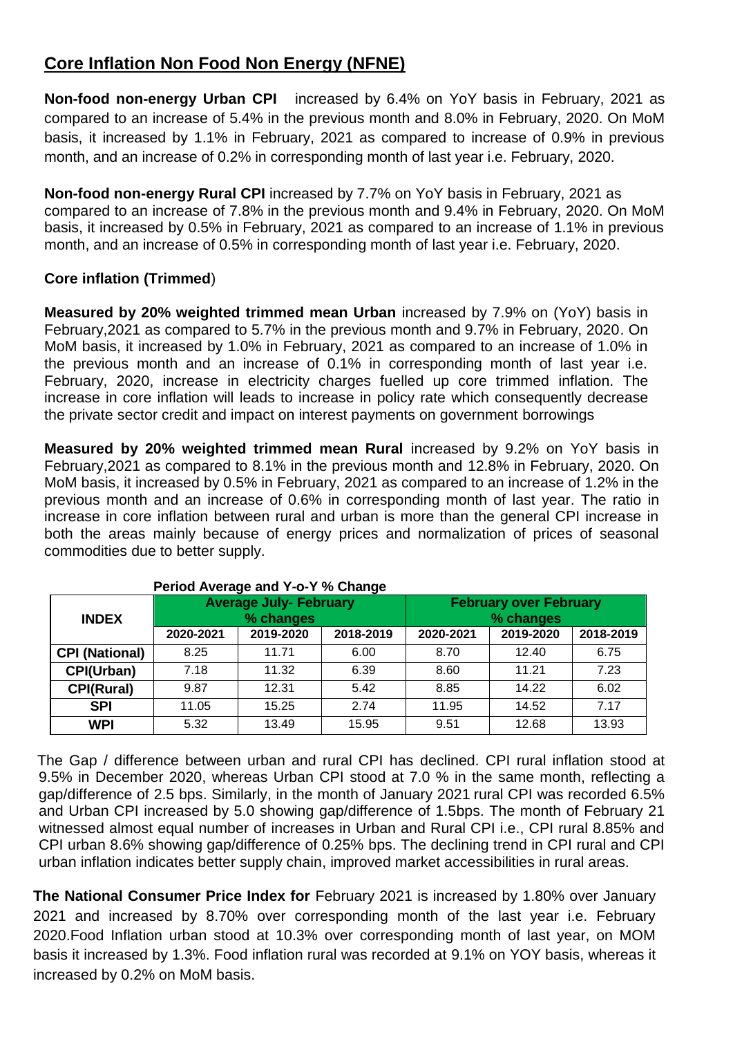## Core Inflation Non Food Non Energy (NFNE)

**Non-food non-energy Urban CPI** increased by 6.4% on YoY basis in February, 2021 as compared to an increase of 5.4% in the previous month and 8.0% in February, 2020. On MoM basis, it increased by 1.1% in February, 2021 as compared to increase of 0.9% in previous month, and an increase of 0.2% in corresponding month of last year i.e. February, 2020.

**Non-food non-energy Rural CPI** increased by 7.7% on YoY basis in February, 2021 as compared to an increase of 7.8% in the previous month and 9.4% in February, 2020. On MoM basis, it increased by 0.5% in February, 2021 as compared to an increase of 1.1% in previous month, and an increase of 0.5% in corresponding month of last year i.e. February, 2020.

**Core inflation (Trimmed**)

**Measured by 20% weighted trimmed mean Urban** increased by 7.9% on (YoY) basis in February,2021 as compared to 5.7% in the previous month and 9.7% in February, 2020. On MoM basis, it increased by 1.0% in February, 2021 as compared to an increase of 1.0% in the previous month and an increase of 0.1% in corresponding month of last year i.e. February, 2020, increase in electricity charges fuelled up core trimmed inflation. The increase in core inflation will leads to increase in policy rate which consequently decrease the private sector credit and impact on interest payments on government borrowings

**Measured by 20% weighted trimmed mean Rural** increased by 9.2% on YoY basis in February,2021 as compared to 8.1% in the previous month and 12.8% in February, 2020. On MoM basis, it increased by 0.5% in February, 2021 as compared to an increase of 1.2% in the previous month and an increase of 0.6% in corresponding month of last year. The ratio in increase in core inflation between rural and urban is more than the general CPI increase in both the areas mainly because of energy prices and normalization of prices of seasonal commodities due to better supply.

**Period Average and Y-o-Y % Change**

| INDEX | Average July- February % changes | | | February over February % changes | | |
|---|---|---|---|---|---|---|
| | 2020-2021 | 2019-2020 | 2018-2019 | 2020-2021 | 2019-2020 | 2018-2019 |
| **CPI (National)** | 8.25 | 11.71 | 6.00 | 8.70 | 12.40 | 6.75 |
| **CPI(Urban)** | 7.18 | 11.32 | 6.39 | 8.60 | 11.21 | 7.23 |
| **CPI(Rural)** | 9.87 | 12.31 | 5.42 | 8.85 | 14.22 | 6.02 |
| **SPI** | 11.05 | 15.25 | 2.74 | 11.95 | 14.52 | 7.17 |
| **WPI** | 5.32 | 13.49 | 15.95 | 9.51 | 12.68 | 13.93 |

The Gap / difference between urban and rural CPI has declined. CPI rural inflation stood at 9.5% in December 2020, whereas Urban CPI stood at 7.0 % in the same month, reflecting a gap/difference of 2.5 bps. Similarly, in the month of January 2021 rural CPI was recorded 6.5% and Urban CPI increased by 5.0 showing gap/difference of 1.5bps. The month of February 21 witnessed almost equal number of increases in Urban and Rural CPI i.e., CPI rural 8.85% and CPI urban 8.6% showing gap/difference of 0.25% bps. The declining trend in CPI rural and CPI urban inflation indicates better supply chain, improved market accessibilities in rural areas.

**The National Consumer Price Index for** February 2021 is increased by 1.80% over January 2021 and increased by 8.70% over corresponding month of the last year i.e. February 2020.Food Inflation urban stood at 10.3% over corresponding month of last year, on MOM basis it increased by 1.3%. Food inflation rural was recorded at 9.1% on YOY basis, whereas it increased by 0.2% on MoM basis.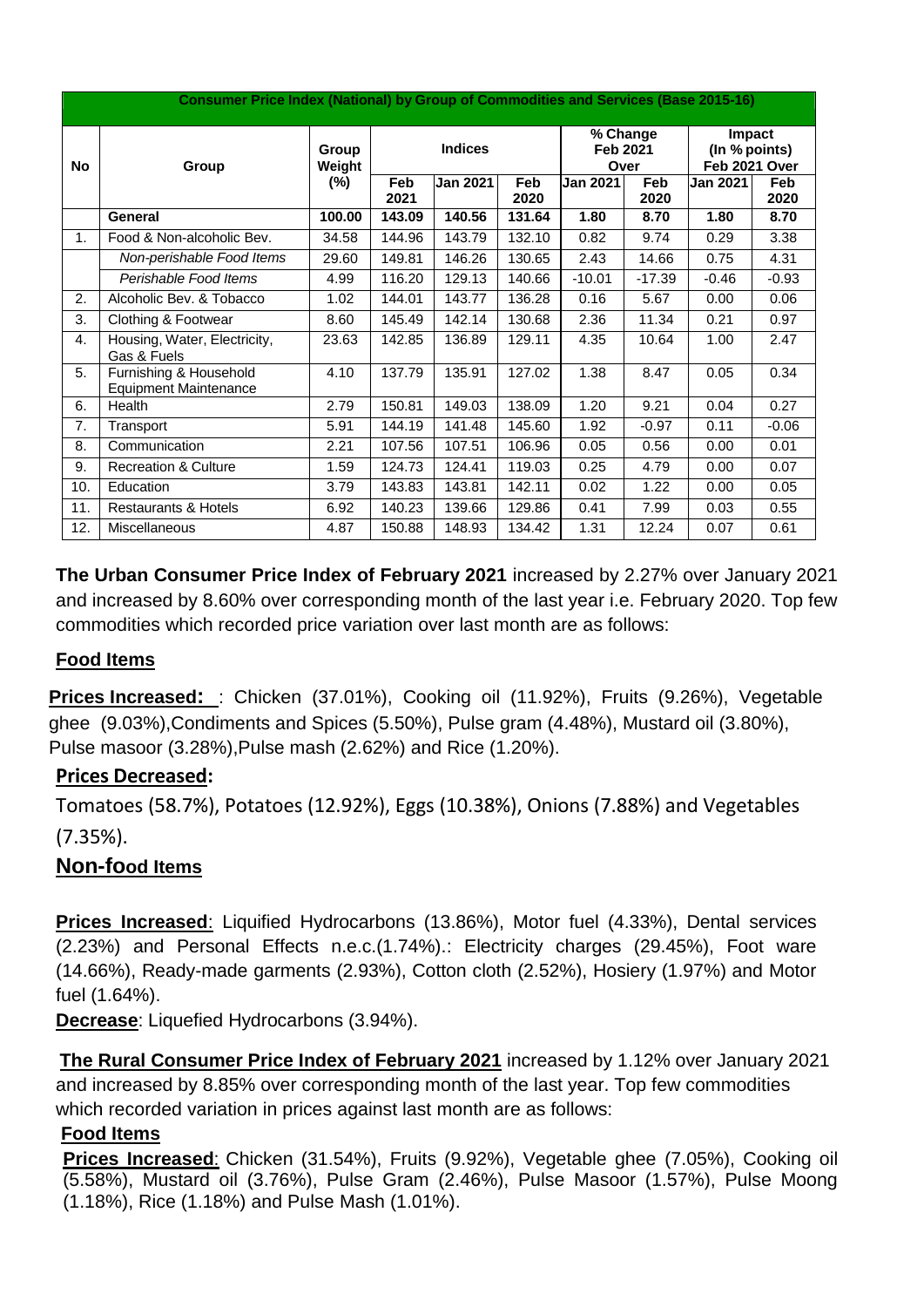| Consumer Price Index (National) by Group of Commodities and Services (Base 2015-16) | | | | | | | | | |
|---|---|---|---|---|---|---|---|---|---|
| No | Group | Group Weight (%) | Indices | | | % Change Feb 2021 Over | | Impact (In % points) Feb 2021 Over | |
| | | | Feb 2021 | Jan 2021 | Feb 2020 | Jan 2021 | Feb 2020 | Jan 2021 | Feb 2020 |
| | **General** | **100.00** | **143.09** | **140.56** | **131.64** | **1.80** | **8.70** | **1.80** | **8.70** |
| 1. | Food & Non-alcoholic Bev. | 34.58 | 144.96 | 143.79 | 132.10 | 0.82 | 9.74 | 0.29 | 3.38 |
| | *Non-perishable Food Items* | 29.60 | 149.81 | 146.26 | 130.65 | 2.43 | 14.66 | 0.75 | 4.31 |
| | *Perishable Food Items* | 4.99 | 116.20 | 129.13 | 140.66 | -10.01 | -17.39 | -0.46 | -0.93 |
| 2. | Alcoholic Bev. & Tobacco | 1.02 | 144.01 | 143.77 | 136.28 | 0.16 | 5.67 | 0.00 | 0.06 |
| 3. | Clothing & Footwear | 8.60 | 145.49 | 142.14 | 130.68 | 2.36 | 11.34 | 0.21 | 0.97 |
| 4. | Housing, Water, Electricity, Gas & Fuels | 23.63 | 142.85 | 136.89 | 129.11 | 4.35 | 10.64 | 1.00 | 2.47 |
| 5. | Furnishing & Household Equipment Maintenance | 4.10 | 137.79 | 135.91 | 127.02 | 1.38 | 8.47 | 0.05 | 0.34 |
| 6. | Health | 2.79 | 150.81 | 149.03 | 138.09 | 1.20 | 9.21 | 0.04 | 0.27 |
| 7. | Transport | 5.91 | 144.19 | 141.48 | 145.60 | 1.92 | -0.97 | 0.11 | -0.06 |
| 8. | Communication | 2.21 | 107.56 | 107.51 | 106.96 | 0.05 | 0.56 | 0.00 | 0.01 |
| 9. | Recreation & Culture | 1.59 | 124.73 | 124.41 | 119.03 | 0.25 | 4.79 | 0.00 | 0.07 |
| 10. | Education | 3.79 | 143.83 | 143.81 | 142.11 | 0.02 | 1.22 | 0.00 | 0.05 |
| 11. | Restaurants & Hotels | 6.92 | 140.23 | 139.66 | 129.86 | 0.41 | 7.99 | 0.03 | 0.55 |
| 12. | Miscellaneous | 4.87 | 150.88 | 148.93 | 134.42 | 1.31 | 12.24 | 0.07 | 0.61 |

**The Urban Consumer Price Index of February 2021** increased by 2.27% over January 2021 and increased by 8.60% over corresponding month of the last year i.e. February 2020. Top few commodities which recorded price variation over last month are as follows:

**Food Items**

**Prices Increased:** : Chicken (37.01%), Cooking oil (11.92%), Fruits (9.26%), Vegetable ghee (9.03%),Condiments and Spices (5.50%), Pulse gram (4.48%), Mustard oil (3.80%), Pulse masoor (3.28%),Pulse mash (2.62%) and Rice (1.20%).

**Prices Decreased:**

Tomatoes (58.7%), Potatoes (12.92%), Eggs (10.38%), Onions (7.88%) and Vegetables (7.35%).

**Non-food Items**

**Prices Increased**: Liquified Hydrocarbons (13.86%), Motor fuel (4.33%), Dental services (2.23%) and Personal Effects n.e.c.(1.74%).: Electricity charges (29.45%), Foot ware (14.66%), Ready-made garments (2.93%), Cotton cloth (2.52%), Hosiery (1.97%) and Motor fuel (1.64%).

**Decrease**: Liquefied Hydrocarbons (3.94%).

**The Rural Consumer Price Index of February 2021** increased by 1.12% over January 2021 and increased by 8.85% over corresponding month of the last year. Top few commodities which recorded variation in prices against last month are as follows:

**Food Items**

**Prices Increased**: Chicken (31.54%), Fruits (9.92%), Vegetable ghee (7.05%), Cooking oil (5.58%), Mustard oil (3.76%), Pulse Gram (2.46%), Pulse Masoor (1.57%), Pulse Moong (1.18%), Rice (1.18%) and Pulse Mash (1.01%).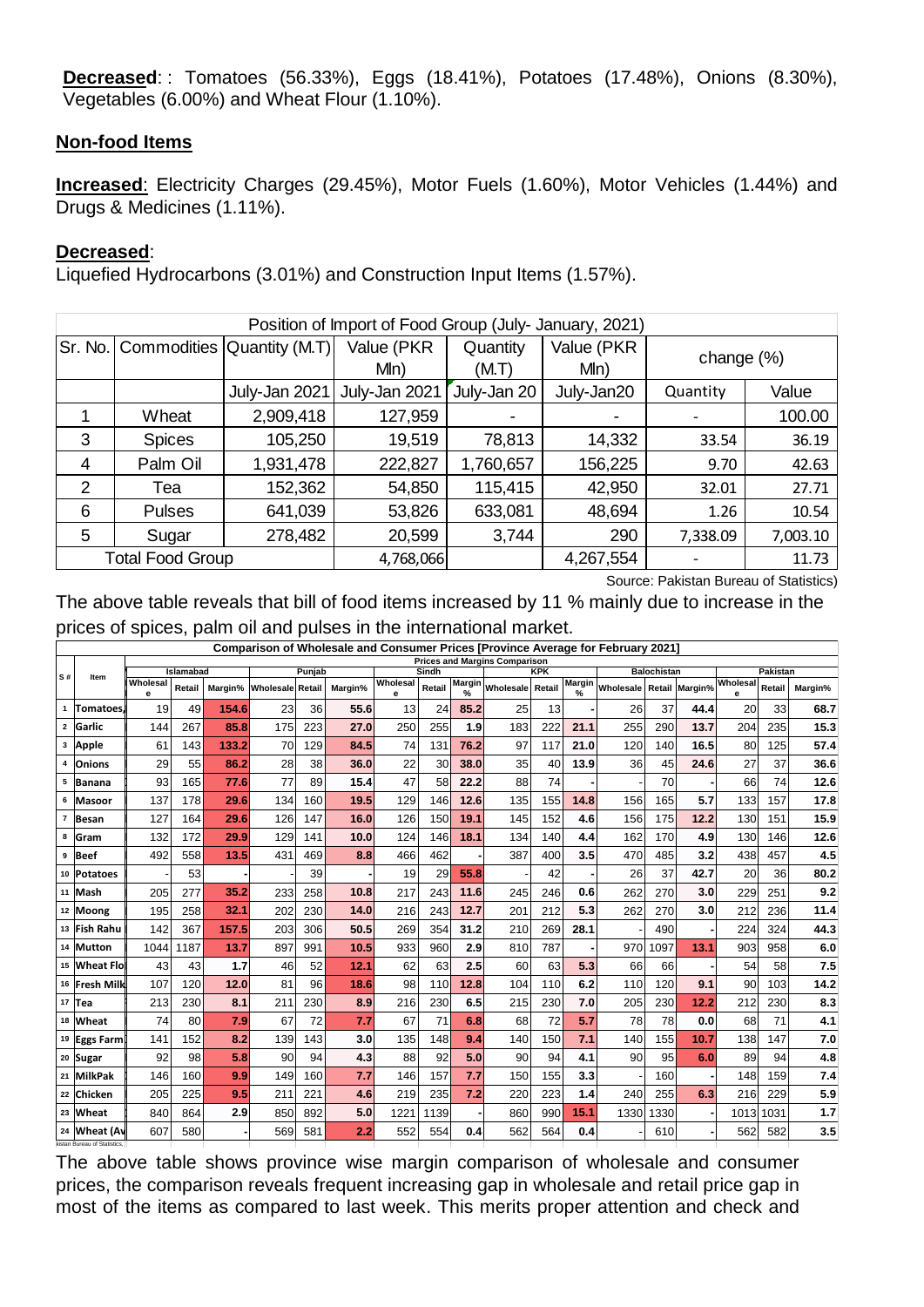**Decreased**: : Tomatoes (56.33%), Eggs (18.41%), Potatoes (17.48%), Onions (8.30%), Vegetables (6.00%) and Wheat Flour (1.10%).

## Non-food Items

**Increased**: Electricity Charges (29.45%), Motor Fuels (1.60%), Motor Vehicles (1.44%) and Drugs & Medicines (1.11%).

**Decreased**:
Liquefied Hydrocarbons (3.01%) and Construction Input Items (1.57%).

| Position of Import of Food Group (July- January, 2021) | | | | | | | |
|---|---|---|---|---|---|---|---|
| Sr. No. | Commodities | Quantity (M.T) | Value (PKR Mln) | Quantity (M.T) | Value (PKR Mln) | change (%) | |
| | | July-Jan 2021 | July-Jan 2021 | July-Jan 20 | July-Jan20 | Quantity | Value |
| 1 | Wheat | 2,909,418 | 127,959 | - | - | - | 100.00 |
| 3 | Spices | 105,250 | 19,519 | 78,813 | 14,332 | 33.54 | 36.19 |
| 4 | Palm Oil | 1,931,478 | 222,827 | 1,760,657 | 156,225 | 9.70 | 42.63 |
| 2 | Tea | 152,362 | 54,850 | 115,415 | 42,950 | 32.01 | 27.71 |
| 6 | Pulses | 641,039 | 53,826 | 633,081 | 48,694 | 1.26 | 10.54 |
| 5 | Sugar | 278,482 | 20,599 | 3,744 | 290 | 7,338.09 | 7,003.10 |
| Total Food Group | | | 4,768,066 | | 4,267,554 | - | 11.73 |

Source: Pakistan Bureau of Statistics)

The above table reveals that bill of food items increased by 11 % mainly due to increase in the prices of spices, palm oil and pulses in the international market.

| Comparison of Wholesale and Consumer Prices [Province Average for February 2021] | | | | | | | | | | | | | | | | | | | | |
|---|---|---|---|---|---|---|---|---|---|---|---|---|---|---|---|---|---|---|---|---|
| | | Prices and Margins Comparison | | | | | | | | | | | | | | | | | | |
| S # | Item | Islamabad | | | Punjab | | | Sindh | | | KPK | | | Balochistan | | | Pakistan | | | |
| | | Wholesale | Retail | Margin% | Wholesale | Retail | Margin% | Wholesale | Retail | Margin % | Wholesale | Retail | Margin % | Wholesale | Retail | Margin% | Wholesale | Retail | Margin% | |
| 1 | Tomatoes | 19 | 49 | 154.6 | 23 | 36 | 55.6 | 13 | 24 | 85.2 | 25 | 13 | - | 26 | 37 | 44.4 | 20 | 33 | 68.7 | |
| 2 | Garlic | 144 | 267 | 85.8 | 175 | 223 | 27.0 | 250 | 255 | 1.9 | 183 | 222 | 21.1 | 255 | 290 | 13.7 | 204 | 235 | 15.3 | |
| 3 | Apple | 61 | 143 | 133.2 | 70 | 129 | 84.5 | 74 | 131 | 76.2 | 97 | 117 | 21.0 | 120 | 140 | 16.5 | 80 | 125 | 57.4 | |
| 4 | Onions | 29 | 55 | 86.2 | 28 | 38 | 36.0 | 22 | 30 | 38.0 | 35 | 40 | 13.9 | 36 | 45 | 24.6 | 27 | 37 | 36.6 | |
| 5 | Banana | 93 | 165 | 77.6 | 77 | 89 | 15.4 | 47 | 58 | 22.2 | 88 | 74 | - | - | 70 | - | 66 | 74 | 12.6 | |
| 6 | Masoor | 137 | 178 | 29.6 | 134 | 160 | 19.5 | 129 | 146 | 12.6 | 135 | 155 | 14.8 | 156 | 165 | 5.7 | 133 | 157 | 17.8 | |
| 7 | Besan | 127 | 164 | 29.6 | 126 | 147 | 16.0 | 126 | 150 | 19.1 | 145 | 152 | 4.6 | 156 | 175 | 12.2 | 130 | 151 | 15.9 | |
| 8 | Gram | 132 | 172 | 29.9 | 129 | 141 | 10.0 | 124 | 146 | 18.1 | 134 | 140 | 4.4 | 162 | 170 | 4.9 | 130 | 146 | 12.6 | |
| 9 | Beef | 492 | 558 | 13.5 | 431 | 469 | 8.8 | 466 | 462 | - | 387 | 400 | 3.5 | 470 | 485 | 3.2 | 438 | 457 | 4.5 | |
| 10 | Potatoes | - | 53 | - | - | 39 | - | 19 | 29 | 55.8 | - | 42 | - | 26 | 37 | 42.7 | 20 | 36 | 80.2 | |
| 11 | Mash | 205 | 277 | 35.2 | 233 | 258 | 10.8 | 217 | 243 | 11.6 | 245 | 246 | 0.6 | 262 | 270 | 3.0 | 229 | 251 | 9.2 | |
| 12 | Moong | 195 | 258 | 32.1 | 202 | 230 | 14.0 | 216 | 243 | 12.7 | 201 | 212 | 5.3 | 262 | 270 | 3.0 | 212 | 236 | 11.4 | |
| 13 | Fish Rahu | 142 | 367 | 157.5 | 203 | 306 | 50.5 | 269 | 354 | 31.2 | 210 | 269 | 28.1 | - | 490 | - | 224 | 324 | 44.3 | |
| 14 | Mutton | 1044 | 1187 | 13.7 | 897 | 991 | 10.5 | 933 | 960 | 2.9 | 810 | 787 | - | 970 | 1097 | 13.1 | 903 | 958 | 6.0 | |
| 15 | Wheat Flo | 43 | 43 | 1.7 | 46 | 52 | 12.1 | 62 | 63 | 2.5 | 60 | 63 | 5.3 | 66 | 66 | - | 54 | 58 | 7.5 | |
| 16 | Fresh Milk | 107 | 120 | 12.0 | 81 | 96 | 18.6 | 98 | 110 | 12.8 | 104 | 110 | 6.2 | 110 | 120 | 9.1 | 90 | 103 | 14.2 | |
| 17 | Tea | 213 | 230 | 8.1 | 211 | 230 | 8.9 | 216 | 230 | 6.5 | 215 | 230 | 7.0 | 205 | 230 | 12.2 | 212 | 230 | 8.3 | |
| 18 | Wheat | 74 | 80 | 7.9 | 67 | 72 | 7.7 | 67 | 71 | 6.8 | 68 | 72 | 5.7 | 78 | 78 | 0.0 | 68 | 71 | 4.1 | |
| 19 | Eggs Farm | 141 | 152 | 8.2 | 139 | 143 | 3.0 | 135 | 148 | 9.4 | 140 | 150 | 7.1 | 140 | 155 | 10.7 | 138 | 147 | 7.0 | |
| 20 | Sugar | 92 | 98 | 5.8 | 90 | 94 | 4.3 | 88 | 92 | 5.0 | 90 | 94 | 4.1 | 90 | 95 | 6.0 | 89 | 94 | 4.8 | |
| 21 | MilkPak | 146 | 160 | 9.9 | 149 | 160 | 7.7 | 146 | 157 | 7.7 | 150 | 155 | 3.3 | - | 160 | - | 148 | 159 | 7.4 | |
| 22 | Chicken | 205 | 225 | 9.5 | 211 | 221 | 4.6 | 219 | 235 | 7.2 | 220 | 223 | 1.4 | 240 | 255 | 6.3 | 216 | 229 | 5.9 | |
| 23 | Wheat | 840 | 864 | 2.9 | 850 | 892 | 5.0 | 1221 | 1139 | - | 860 | 990 | 15.1 | 1330 | 1330 | - | 1013 | 1031 | 1.7 | |
| 24 | Wheat (Av | 607 | 580 | - | 569 | 581 | 2.2 | 552 | 554 | 0.4 | 562 | 564 | 0.4 | - | 610 | - | 562 | 582 | 3.5 | |

kistan Bureau of Statistics,

The above table shows province wise margin comparison of wholesale and consumer prices, the comparison reveals frequent increasing gap in wholesale and retail price gap in most of the items as compared to last week. This merits proper attention and check and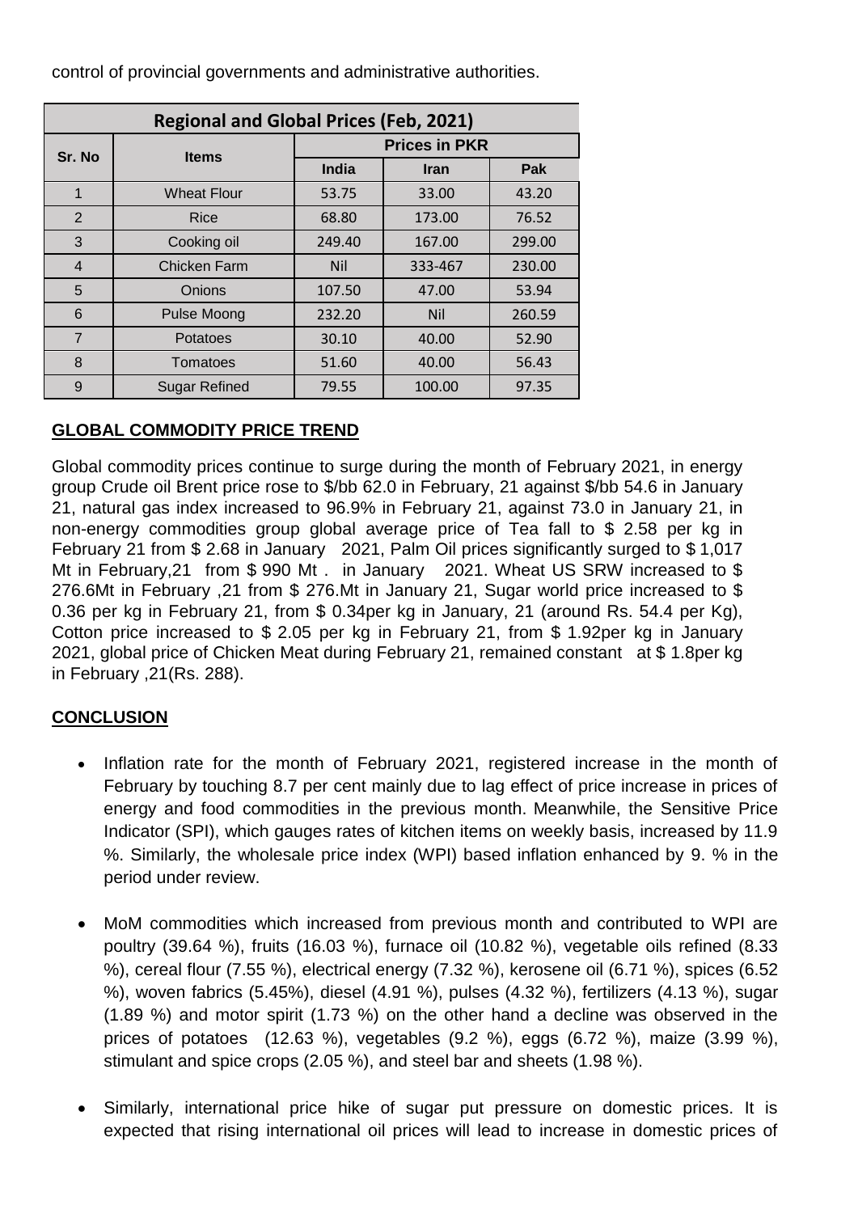control of provincial governments and administrative authorities.

| Regional and Global Prices (Feb, 2021) | | | | |
|---|---|---|---|---|
| Sr. No | Items | Prices in PKR | | |
| | | India | Iran | Pak |
| 1 | Wheat Flour | 53.75 | 33.00 | 43.20 |
| 2 | Rice | 68.80 | 173.00 | 76.52 |
| 3 | Cooking oil | 249.40 | 167.00 | 299.00 |
| 4 | Chicken Farm | Nil | 333-467 | 230.00 |
| 5 | Onions | 107.50 | 47.00 | 53.94 |
| 6 | Pulse Moong | 232.20 | Nil | 260.59 |
| 7 | Potatoes | 30.10 | 40.00 | 52.90 |
| 8 | Tomatoes | 51.60 | 40.00 | 56.43 |
| 9 | Sugar Refined | 79.55 | 100.00 | 97.35 |

## GLOBAL COMMODITY PRICE TREND

Global commodity prices continue to surge during the month of February 2021, in energy group Crude oil Brent price rose to $/bb 62.0 in February, 21 against $/bb 54.6 in January 21, natural gas index increased to 96.9% in February 21, against 73.0 in January 21, in non-energy commodities group global average price of Tea fall to $ 2.58 per kg in February 21 from $ 2.68 in January 2021, Palm Oil prices significantly surged to $ 1,017 Mt in February,21 from $ 990 Mt . in January 2021. Wheat US SRW increased to $ 276.6Mt in February ,21 from $ 276.Mt in January 21, Sugar world price increased to $ 0.36 per kg in February 21, from $ 0.34per kg in January, 21 (around Rs. 54.4 per Kg), Cotton price increased to $ 2.05 per kg in February 21, from $ 1.92per kg in January 2021, global price of Chicken Meat during February 21, remained constant at $ 1.8per kg in February ,21(Rs. 288).

## CONCLUSION

- Inflation rate for the month of February 2021, registered increase in the month of February by touching 8.7 per cent mainly due to lag effect of price increase in prices of energy and food commodities in the previous month. Meanwhile, the Sensitive Price Indicator (SPI), which gauges rates of kitchen items on weekly basis, increased by 11.9 %. Similarly, the wholesale price index (WPI) based inflation enhanced by 9. % in the period under review.

- MoM commodities which increased from previous month and contributed to WPI are poultry (39.64 %), fruits (16.03 %), furnace oil (10.82 %), vegetable oils refined (8.33 %), cereal flour (7.55 %), electrical energy (7.32 %), kerosene oil (6.71 %), spices (6.52 %), woven fabrics (5.45%), diesel (4.91 %), pulses (4.32 %), fertilizers (4.13 %), sugar (1.89 %) and motor spirit (1.73 %) on the other hand a decline was observed in the prices of potatoes (12.63 %), vegetables (9.2 %), eggs (6.72 %), maize (3.99 %), stimulant and spice crops (2.05 %), and steel bar and sheets (1.98 %).

- Similarly, international price hike of sugar put pressure on domestic prices. It is expected that rising international oil prices will lead to increase in domestic prices of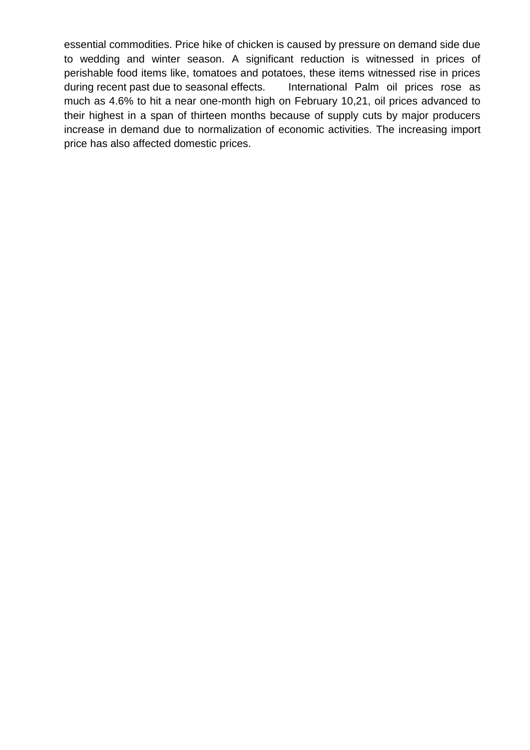essential commodities. Price hike of chicken is caused by pressure on demand side due to wedding and winter season. A significant reduction is witnessed in prices of perishable food items like, tomatoes and potatoes, these items witnessed rise in prices during recent past due to seasonal effects. International Palm oil prices rose as much as 4.6% to hit a near one-month high on February 10,21, oil prices advanced to their highest in a span of thirteen months because of supply cuts by major producers increase in demand due to normalization of economic activities. The increasing import price has also affected domestic prices.